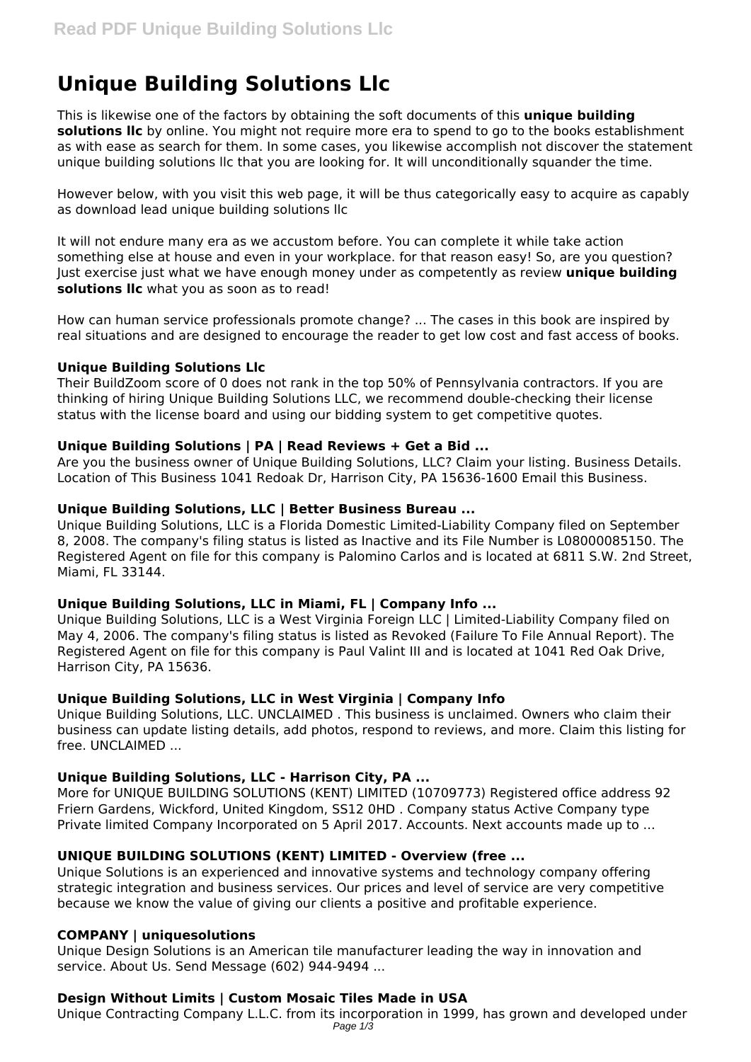# Unique Building Solutions Llc

This is likewise one of the factors by obtaining the soft documents of this **unique building solutions llc** by online. You might not require more era to spend to go to the books establishment as with ease as search for them. In some cases, you likewise accomplish not discover the statement unique building solutions llc that you are looking for. It will unconditionally squander the time.

However below, with you visit this web page, it will be thus categorically easy to acquire as capably as download lead unique building solutions llc

It will not endure many era as we accustom before. You can complete it while take action something else at house and even in your workplace. for that reason easy! So, are you question? Just exercise just what we have enough money under as competently as review **unique building solutions llc** what you as soon as to read!

How can human service professionals promote change? ... The cases in this book are inspired by real situations and are designed to encourage the reader to get low cost and fast access of books.

### Unique Building Solutions Llc

Their BuildZoom score of 0 does not rank in the top 50% of Pennsylvania contractors. If you are thinking of hiring Unique Building Solutions LLC, we recommend double-checking their license status with the license board and using our bidding system to get competitive quotes.

### Unique Building Solutions | PA | Read Reviews + Get a Bid ...

Are you the business owner of Unique Building Solutions, LLC? Claim your listing. Business Details. Location of This Business 1041 Redoak Dr, Harrison City, PA 15636-1600 Email this Business.

### Unique Building Solutions, LLC | Better Business Bureau ...

Unique Building Solutions, LLC is a Florida Domestic Limited-Liability Company filed on September 8, 2008. The company's filing status is listed as Inactive and its File Number is L08000085150. The Registered Agent on file for this company is Palomino Carlos and is located at 6811 S.W. 2nd Street, Miami, FL 33144.

### Unique Building Solutions, LLC in Miami, FL | Company Info ...

Unique Building Solutions, LLC is a West Virginia Foreign LLC | Limited-Liability Company filed on May 4, 2006. The company's filing status is listed as Revoked (Failure To File Annual Report). The Registered Agent on file for this company is Paul Valint III and is located at 1041 Red Oak Drive, Harrison City, PA 15636.

### Unique Building Solutions, LLC in West Virginia | Company Info

Unique Building Solutions, LLC. UNCLAIMED . This business is unclaimed. Owners who claim their business can update listing details, add photos, respond to reviews, and more. Claim this listing for free. UNCLAIMED ...

### Unique Building Solutions, LLC - Harrison City, PA ...

More for UNIQUE BUILDING SOLUTIONS (KENT) LIMITED (10709773) Registered office address 92 Friern Gardens, Wickford, United Kingdom, SS12 0HD . Company status Active Company type Private limited Company Incorporated on 5 April 2017. Accounts. Next accounts made up to ...

### UNIQUE BUILDING SOLUTIONS (KENT) LIMITED - Overview (free ...

Unique Solutions is an experienced and innovative systems and technology company offering strategic integration and business services. Our prices and level of service are very competitive because we know the value of giving our clients a positive and profitable experience.

### COMPANY | uniquesolutions

Unique Design Solutions is an American tile manufacturer leading the way in innovation and service. About Us. Send Message (602) 944-9494 ...

### Design Without Limits | Custom Mosaic Tiles Made in USA

Unique Contracting Company L.L.C. from its incorporation in 1999, has grown and developed under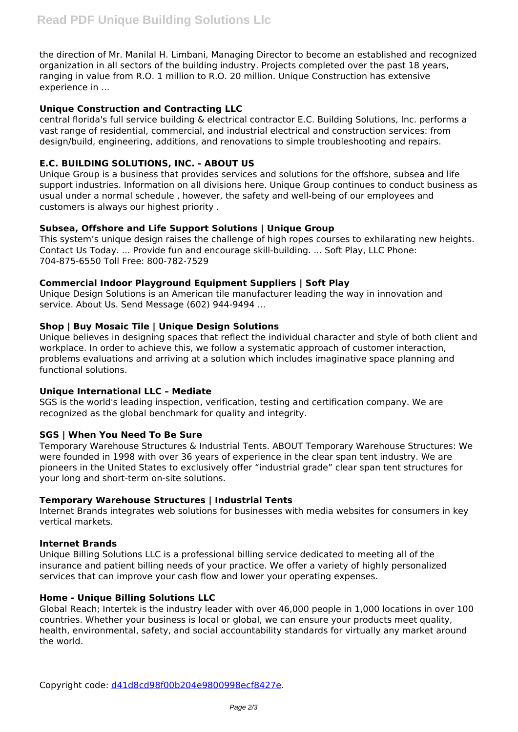the direction of Mr. Manilal H. Limbani, Managing Director to become an established and recognized organization in all sectors of the building industry. Projects completed over the past 18 years, ranging in value from R.O. 1 million to R.O. 20 million. Unique Construction has extensive experience in ...

**Unique Construction and Contracting LLC**

central florida's full service building & electrical contractor E.C. Building Solutions, Inc. performs a vast range of residential, commercial, and industrial electrical and construction services: from design/build, engineering, additions, and renovations to simple troubleshooting and repairs.

**E.C. BUILDING SOLUTIONS, INC. - ABOUT US**

Unique Group is a business that provides services and solutions for the offshore, subsea and life support industries. Information on all divisions here. Unique Group continues to conduct business as usual under a normal schedule , however, the safety and well-being of our employees and customers is always our highest priority .

**Subsea, Offshore and Life Support Solutions | Unique Group**

This system's unique design raises the challenge of high ropes courses to exhilarating new heights. Contact Us Today. ... Provide fun and encourage skill-building. ... Soft Play, LLC Phone: 704-875-6550 Toll Free: 800-782-7529

**Commercial Indoor Playground Equipment Suppliers | Soft Play**

Unique Design Solutions is an American tile manufacturer leading the way in innovation and service. About Us. Send Message (602) 944-9494 ...

**Shop | Buy Mosaic Tile | Unique Design Solutions**

Unique believes in designing spaces that reflect the individual character and style of both client and workplace. In order to achieve this, we follow a systematic approach of customer interaction, problems evaluations and arriving at a solution which includes imaginative space planning and functional solutions.

**Unique International LLC – Mediate**

SGS is the world's leading inspection, verification, testing and certification company. We are recognized as the global benchmark for quality and integrity.

**SGS | When You Need To Be Sure**

Temporary Warehouse Structures & Industrial Tents. ABOUT Temporary Warehouse Structures: We were founded in 1998 with over 36 years of experience in the clear span tent industry. We are pioneers in the United States to exclusively offer "industrial grade" clear span tent structures for your long and short-term on-site solutions.

**Temporary Warehouse Structures | Industrial Tents**

Internet Brands integrates web solutions for businesses with media websites for consumers in key vertical markets.

**Internet Brands**

Unique Billing Solutions LLC is a professional billing service dedicated to meeting all of the insurance and patient billing needs of your practice. We offer a variety of highly personalized services that can improve your cash flow and lower your operating expenses.

**Home - Unique Billing Solutions LLC**

Global Reach; Intertek is the industry leader with over 46,000 people in 1,000 locations in over 100 countries. Whether your business is local or global, we can ensure your products meet quality, health, environmental, safety, and social accountability standards for virtually any market around the world.

Copyright code: d41d8cd98f00b204e9800998ecf8427e.